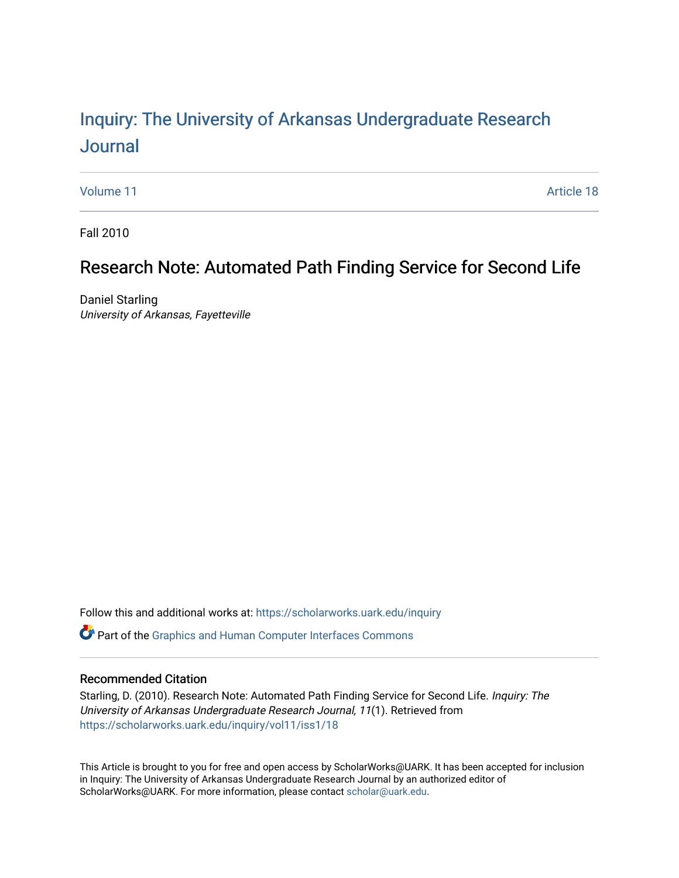# Inquiry: The University of Arkansas Undergraduate Research Journal

Volume 11 Article 18

Fall 2010

## Research Note: Automated Path Finding Service for Second Life

Daniel Starling
*University of Arkansas, Fayetteville*

Follow this and additional works at: https://scholarworks.uark.edu/inquiry

Part of the Graphics and Human Computer Interfaces Commons

### Recommended Citation

Starling, D. (2010). Research Note: Automated Path Finding Service for Second Life. *Inquiry: The University of Arkansas Undergraduate Research Journal, 11*(1). Retrieved from https://scholarworks.uark.edu/inquiry/vol11/iss1/18

This Article is brought to you for free and open access by ScholarWorks@UARK. It has been accepted for inclusion in Inquiry: The University of Arkansas Undergraduate Research Journal by an authorized editor of ScholarWorks@UARK. For more information, please contact scholar@uark.edu.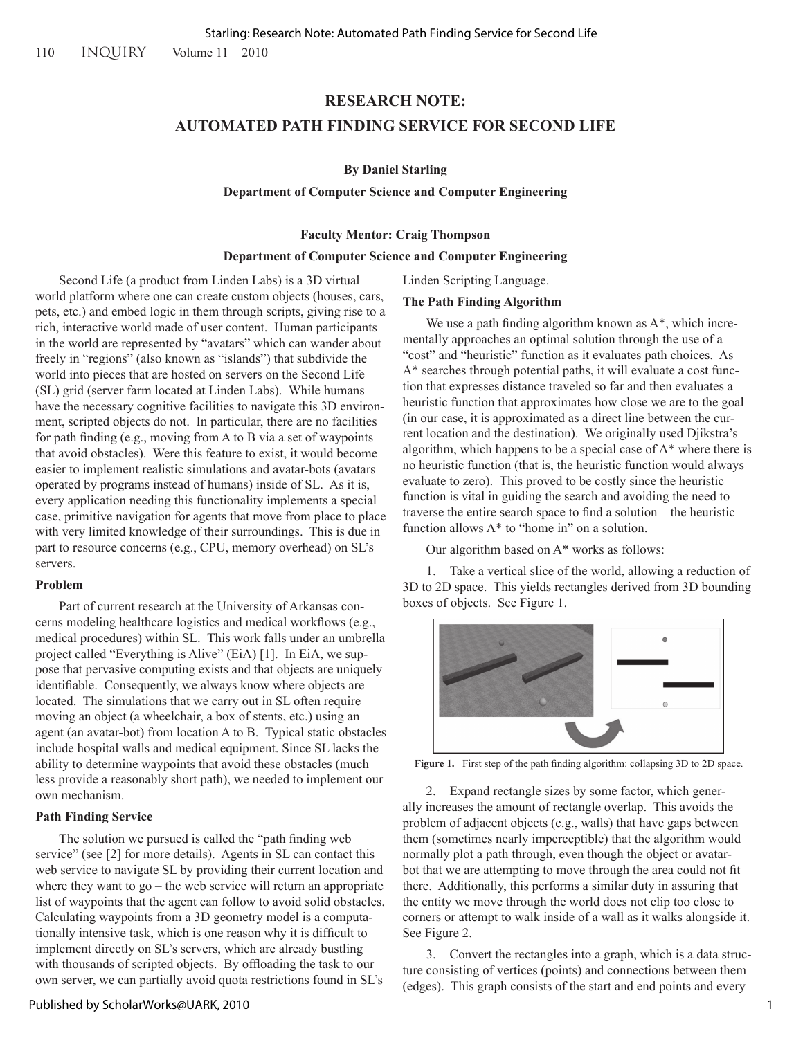# RESEARCH NOTE: AUTOMATED PATH FINDING SERVICE FOR SECOND LIFE

**By Daniel Starling**

**Department of Computer Science and Computer Engineering**

**Faculty Mentor: Craig Thompson**

**Department of Computer Science and Computer Engineering**

Second Life (a product from Linden Labs) is a 3D virtual world platform where one can create custom objects (houses, cars, pets, etc.) and embed logic in them through scripts, giving rise to a rich, interactive world made of user content. Human participants in the world are represented by "avatars" which can wander about freely in "regions" (also known as "islands") that subdivide the world into pieces that are hosted on servers on the Second Life (SL) grid (server farm located at Linden Labs). While humans have the necessary cognitive facilities to navigate this 3D environment, scripted objects do not. In particular, there are no facilities for path finding (e.g., moving from A to B via a set of waypoints that avoid obstacles). Were this feature to exist, it would become easier to implement realistic simulations and avatar-bots (avatars operated by programs instead of humans) inside of SL. As it is, every application needing this functionality implements a special case, primitive navigation for agents that move from place to place with very limited knowledge of their surroundings. This is due in part to resource concerns (e.g., CPU, memory overhead) on SL's servers.

### Problem

Part of current research at the University of Arkansas concerns modeling healthcare logistics and medical workflows (e.g., medical procedures) within SL. This work falls under an umbrella project called "Everything is Alive" (EiA) [1]. In EiA, we suppose that pervasive computing exists and that objects are uniquely identifiable. Consequently, we always know where objects are located. The simulations that we carry out in SL often require moving an object (a wheelchair, a box of stents, etc.) using an agent (an avatar-bot) from location A to B. Typical static obstacles include hospital walls and medical equipment. Since SL lacks the ability to determine waypoints that avoid these obstacles (much less provide a reasonably short path), we needed to implement our own mechanism.

### Path Finding Service

The solution we pursued is called the "path finding web service" (see [2] for more details). Agents in SL can contact this web service to navigate SL by providing their current location and where they want to go – the web service will return an appropriate list of waypoints that the agent can follow to avoid solid obstacles. Calculating waypoints from a 3D geometry model is a computationally intensive task, which is one reason why it is difficult to implement directly on SL's servers, which are already bustling with thousands of scripted objects. By offloading the task to our own server, we can partially avoid quota restrictions found in SL's Linden Scripting Language.

### The Path Finding Algorithm

We use a path finding algorithm known as A*, which incrementally approaches an optimal solution through the use of a "cost" and "heuristic" function as it evaluates path choices. As A* searches through potential paths, it will evaluate a cost function that expresses distance traveled so far and then evaluates a heuristic function that approximates how close we are to the goal (in our case, it is approximated as a direct line between the current location and the destination). We originally used Djikstra's algorithm, which happens to be a special case of A* where there is no heuristic function (that is, the heuristic function would always evaluate to zero). This proved to be costly since the heuristic function is vital in guiding the search and avoiding the need to traverse the entire search space to find a solution – the heuristic function allows A* to "home in" on a solution.

Our algorithm based on A* works as follows:

1. Take a vertical slice of the world, allowing a reduction of 3D to 2D space. This yields rectangles derived from 3D bounding boxes of objects. See Figure 1.

**Figure 1.** First step of the path finding algorithm: collapsing 3D to 2D space.

2. Expand rectangle sizes by some factor, which generally increases the amount of rectangle overlap. This avoids the problem of adjacent objects (e.g., walls) that have gaps between them (sometimes nearly imperceptible) that the algorithm would normally plot a path through, even though the object or avatar-bot that we are attempting to move through the area could not fit there. Additionally, this performs a similar duty in assuring that the entity we move through the world does not clip too close to corners or attempt to walk inside of a wall as it walks alongside it. See Figure 2.

3. Convert the rectangles into a graph, which is a data structure consisting of vertices (points) and connections between them (edges). This graph consists of the start and end points and every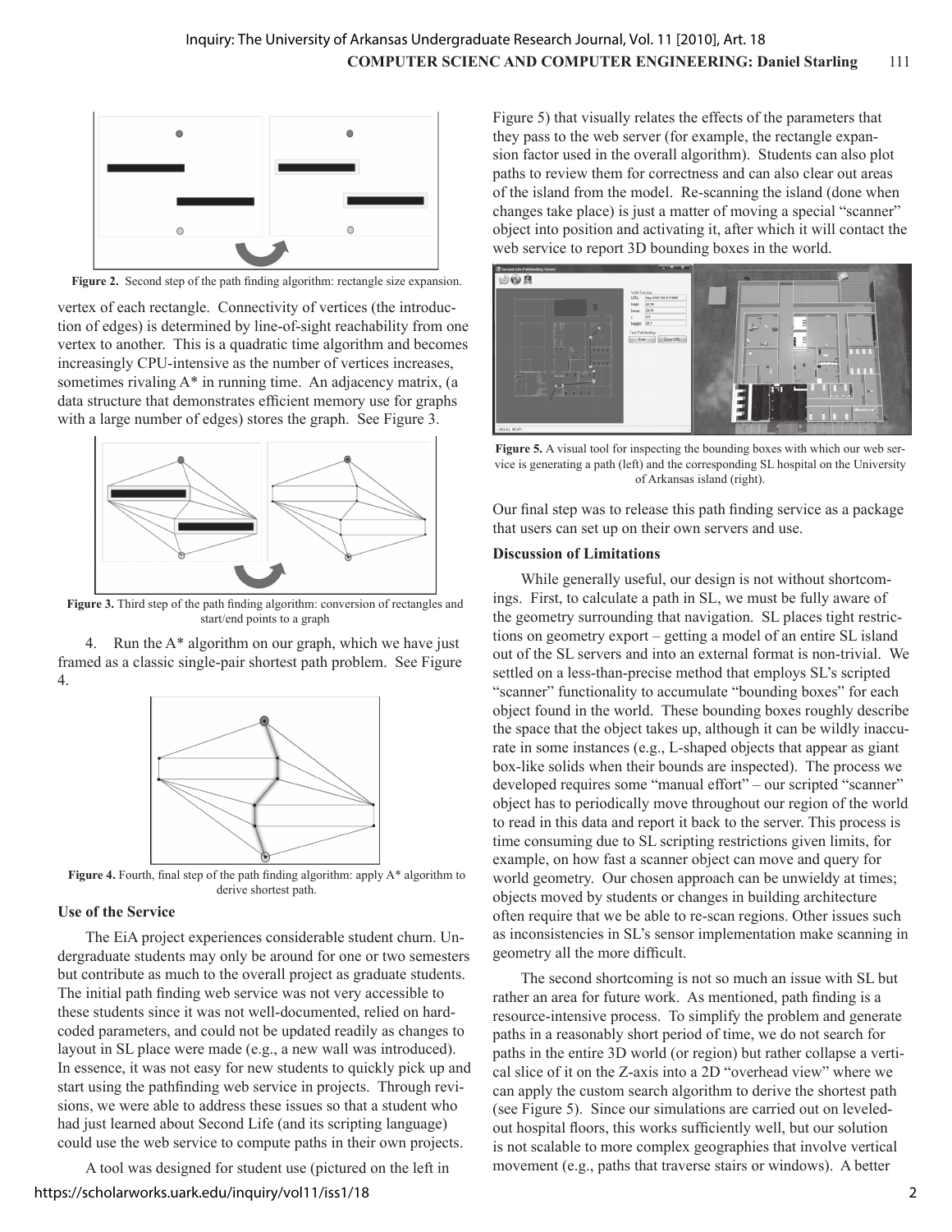Figure 2. Second step of the path finding algorithm: rectangle size expansion.

vertex of each rectangle. Connectivity of vertices (the introduction of edges) is determined by line-of-sight reachability from one vertex to another. This is a quadratic time algorithm and becomes increasingly CPU-intensive as the number of vertices increases, sometimes rivaling A* in running time. An adjacency matrix, (a data structure that demonstrates efficient memory use for graphs with a large number of edges) stores the graph. See Figure 3.

Figure 3. Third step of the path finding algorithm: conversion of rectangles and start/end points to a graph

4. Run the A* algorithm on our graph, which we have just framed as a classic single-pair shortest path problem. See Figure 4.

Figure 4. Fourth, final step of the path finding algorithm: apply A* algorithm to derive shortest path.

**Use of the Service**

The EiA project experiences considerable student churn. Undergraduate students may only be around for one or two semesters but contribute as much to the overall project as graduate students. The initial path finding web service was not very accessible to these students since it was not well-documented, relied on hard-coded parameters, and could not be updated readily as changes to layout in SL place were made (e.g., a new wall was introduced). In essence, it was not easy for new students to quickly pick up and start using the pathfinding web service in projects. Through revisions, we were able to address these issues so that a student who had just learned about Second Life (and its scripting language) could use the web service to compute paths in their own projects.

A tool was designed for student use (pictured on the left in Figure 5) that visually relates the effects of the parameters that they pass to the web server (for example, the rectangle expansion factor used in the overall algorithm). Students can also plot paths to review them for correctness and can also clear out areas of the island from the model. Re-scanning the island (done when changes take place) is just a matter of moving a special "scanner" object into position and activating it, after which it will contact the web service to report 3D bounding boxes in the world.

Figure 5. A visual tool for inspecting the bounding boxes with which our web service is generating a path (left) and the corresponding SL hospital on the University of Arkansas island (right).

Our final step was to release this path finding service as a package that users can set up on their own servers and use.

**Discussion of Limitations**

While generally useful, our design is not without shortcomings. First, to calculate a path in SL, we must be fully aware of the geometry surrounding that navigation. SL places tight restrictions on geometry export – getting a model of an entire SL island out of the SL servers and into an external format is non-trivial. We settled on a less-than-precise method that employs SL's scripted "scanner" functionality to accumulate "bounding boxes" for each object found in the world. These bounding boxes roughly describe the space that the object takes up, although it can be wildly inaccurate in some instances (e.g., L-shaped objects that appear as giant box-like solids when their bounds are inspected). The process we developed requires some "manual effort" – our scripted "scanner" object has to periodically move throughout our region of the world to read in this data and report it back to the server. This process is time consuming due to SL scripting restrictions given limits, for example, on how fast a scanner object can move and query for world geometry. Our chosen approach can be unwieldy at times; objects moved by students or changes in building architecture often require that we be able to re-scan regions. Other issues such as inconsistencies in SL's sensor implementation make scanning in geometry all the more difficult.

The second shortcoming is not so much an issue with SL but rather an area for future work. As mentioned, path finding is a resource-intensive process. To simplify the problem and generate paths in a reasonably short period of time, we do not search for paths in the entire 3D world (or region) but rather collapse a vertical slice of it on the Z-axis into a 2D "overhead view" where we can apply the custom search algorithm to derive the shortest path (see Figure 5). Since our simulations are carried out on leveled-out hospital floors, this works sufficiently well, but our solution is not scalable to more complex geographies that involve vertical movement (e.g., paths that traverse stairs or windows). A better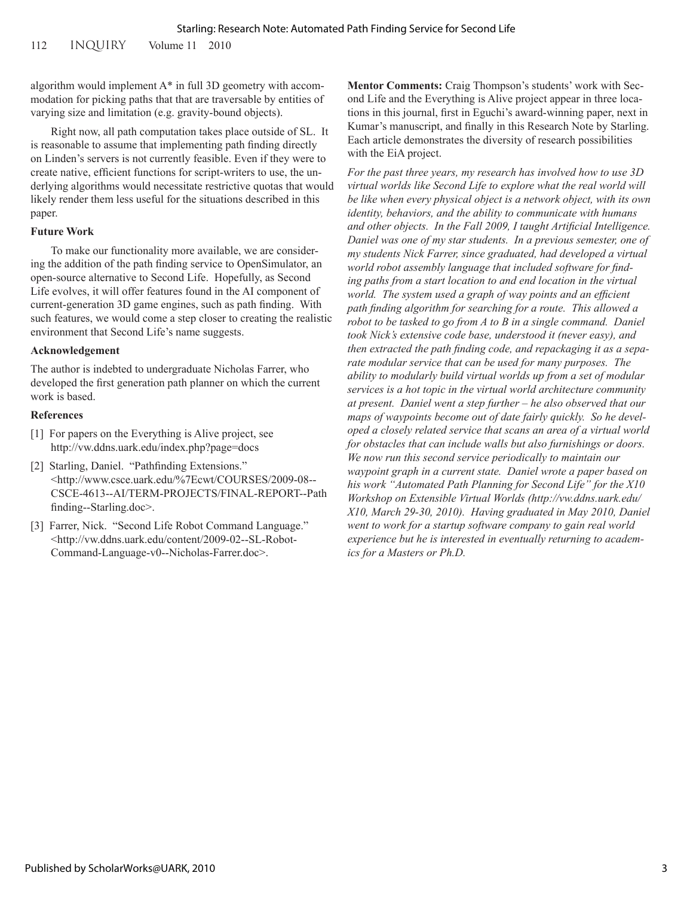algorithm would implement A* in full 3D geometry with accommodation for picking paths that that are traversable by entities of varying size and limitation (e.g. gravity-bound objects).

Right now, all path computation takes place outside of SL. It is reasonable to assume that implementing path finding directly on Linden's servers is not currently feasible. Even if they were to create native, efficient functions for script-writers to use, the underlying algorithms would necessitate restrictive quotas that would likely render them less useful for the situations described in this paper.

### Future Work

To make our functionality more available, we are considering the addition of the path finding service to OpenSimulator, an open-source alternative to Second Life. Hopefully, as Second Life evolves, it will offer features found in the AI component of current-generation 3D game engines, such as path finding. With such features, we would come a step closer to creating the realistic environment that Second Life's name suggests.

### Acknowledgement

The author is indebted to undergraduate Nicholas Farrer, who developed the first generation path planner on which the current work is based.

### References

[1] For papers on the Everything is Alive project, see http://vw.ddns.uark.edu/index.php?page=docs

[2] Starling, Daniel. "Pathfinding Extensions." <http://www.csce.uark.edu/%7Ecwt/COURSES/2009-08--CSCE-4613--AI/TERM-PROJECTS/FINAL-REPORT--Pathfinding--Starling.doc>.

[3] Farrer, Nick. "Second Life Robot Command Language." <http://vw.ddns.uark.edu/content/2009-02--SL-Robot-Command-Language-v0--Nicholas-Farrer.doc>.

**Mentor Comments:** Craig Thompson's students' work with Second Life and the Everything is Alive project appear in three locations in this journal, first in Eguchi's award-winning paper, next in Kumar's manuscript, and finally in this Research Note by Starling. Each article demonstrates the diversity of research possibilities with the EiA project.

*For the past three years, my research has involved how to use 3D virtual worlds like Second Life to explore what the real world will be like when every physical object is a network object, with its own identity, behaviors, and the ability to communicate with humans and other objects. In the Fall 2009, I taught Artificial Intelligence. Daniel was one of my star students. In a previous semester, one of my students Nick Farrer, since graduated, had developed a virtual world robot assembly language that included software for finding paths from a start location to and end location in the virtual world. The system used a graph of way points and an efficient path finding algorithm for searching for a route. This allowed a robot to be tasked to go from A to B in a single command. Daniel took Nick's extensive code base, understood it (never easy), and then extracted the path finding code, and repackaging it as a separate modular service that can be used for many purposes. The ability to modularly build virtual worlds up from a set of modular services is a hot topic in the virtual world architecture community at present. Daniel went a step further – he also observed that our maps of waypoints become out of date fairly quickly. So he developed a closely related service that scans an area of a virtual world for obstacles that can include walls but also furnishings or doors. We now run this second service periodically to maintain our waypoint graph in a current state. Daniel wrote a paper based on his work "Automated Path Planning for Second Life" for the X10 Workshop on Extensible Virtual Worlds (http://vw.ddns.uark.edu/X10, March 29-30, 2010). Having graduated in May 2010, Daniel went to work for a startup software company to gain real world experience but he is interested in eventually returning to academics for a Masters or Ph.D.*